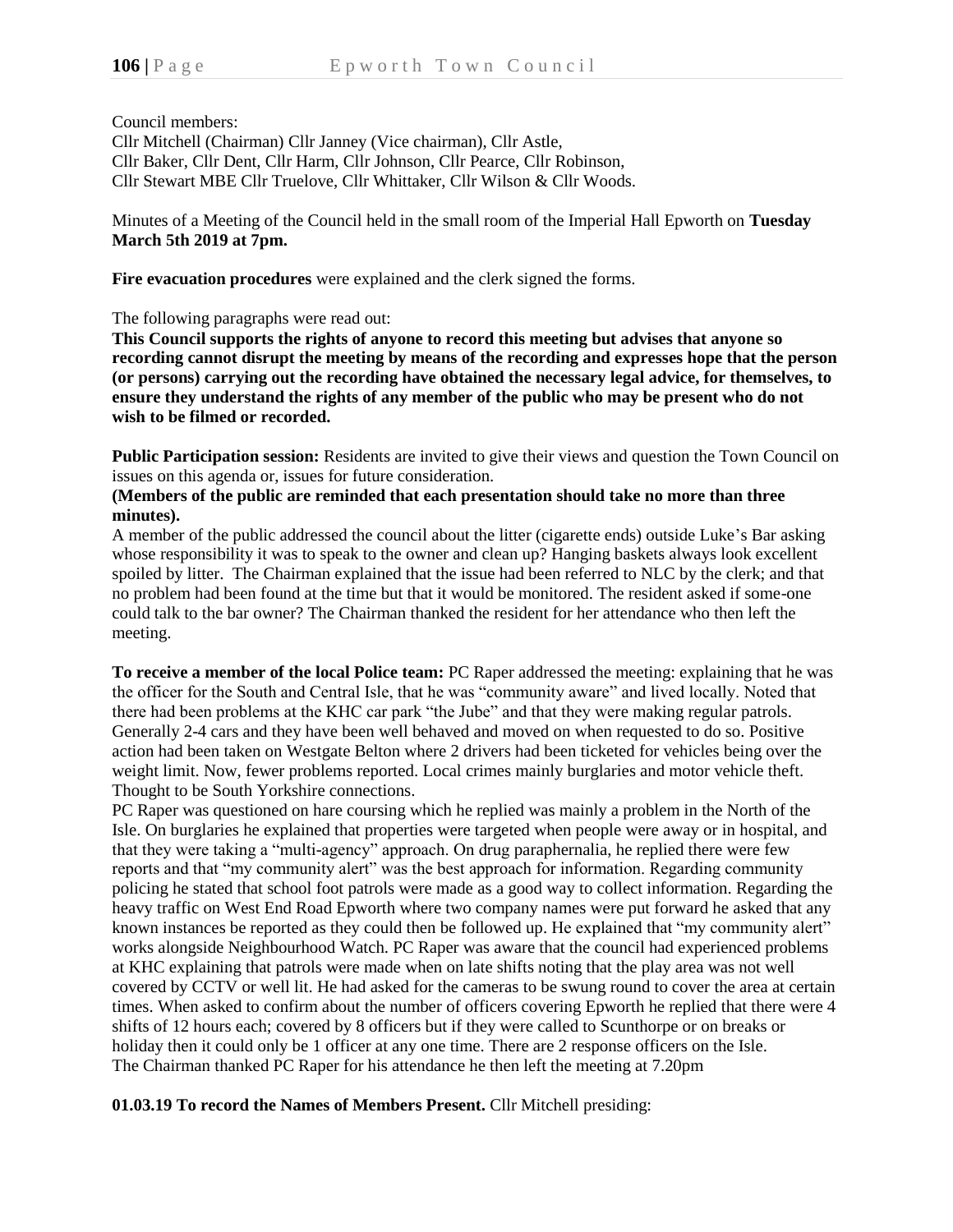Council members:
Cllr Mitchell (Chairman) Cllr Janney (Vice chairman), Cllr Astle,
Cllr Baker, Cllr Dent, Cllr Harm, Cllr Johnson, Cllr Pearce, Cllr Robinson,
Cllr Stewart MBE Cllr Truelove, Cllr Whittaker, Cllr Wilson & Cllr Woods.

Minutes of a Meeting of the Council held in the small room of the Imperial Hall Epworth on **Tuesday March 5th 2019 at 7pm.**

**Fire evacuation procedures** were explained and the clerk signed the forms.

The following paragraphs were read out:

**This Council supports the rights of anyone to record this meeting but advises that anyone so recording cannot disrupt the meeting by means of the recording and expresses hope that the person (or persons) carrying out the recording have obtained the necessary legal advice, for themselves, to ensure they understand the rights of any member of the public who may be present who do not wish to be filmed or recorded.**

**Public Participation session:** Residents are invited to give their views and question the Town Council on issues on this agenda or, issues for future consideration.

**(Members of the public are reminded that each presentation should take no more than three minutes).**

A member of the public addressed the council about the litter (cigarette ends) outside Luke's Bar asking whose responsibility it was to speak to the owner and clean up? Hanging baskets always look excellent spoiled by litter. The Chairman explained that the issue had been referred to NLC by the clerk; and that no problem had been found at the time but that it would be monitored. The resident asked if some-one could talk to the bar owner? The Chairman thanked the resident for her attendance who then left the meeting.

**To receive a member of the local Police team:** PC Raper addressed the meeting: explaining that he was the officer for the South and Central Isle, that he was "community aware" and lived locally. Noted that there had been problems at the KHC car park "the Jube" and that they were making regular patrols. Generally 2-4 cars and they have been well behaved and moved on when requested to do so. Positive action had been taken on Westgate Belton where 2 drivers had been ticketed for vehicles being over the weight limit. Now, fewer problems reported. Local crimes mainly burglaries and motor vehicle theft. Thought to be South Yorkshire connections.

PC Raper was questioned on hare coursing which he replied was mainly a problem in the North of the Isle. On burglaries he explained that properties were targeted when people were away or in hospital, and that they were taking a "multi-agency" approach. On drug paraphernalia, he replied there were few reports and that "my community alert" was the best approach for information. Regarding community policing he stated that school foot patrols were made as a good way to collect information. Regarding the heavy traffic on West End Road Epworth where two company names were put forward he asked that any known instances be reported as they could then be followed up. He explained that "my community alert" works alongside Neighbourhood Watch. PC Raper was aware that the council had experienced problems at KHC explaining that patrols were made when on late shifts noting that the play area was not well covered by CCTV or well lit. He had asked for the cameras to be swung round to cover the area at certain times. When asked to confirm about the number of officers covering Epworth he replied that there were 4 shifts of 12 hours each; covered by 8 officers but if they were called to Scunthorpe or on breaks or holiday then it could only be 1 officer at any one time. There are 2 response officers on the Isle.
The Chairman thanked PC Raper for his attendance he then left the meeting at 7.20pm

**01.03.19 To record the Names of Members Present.** Cllr Mitchell presiding: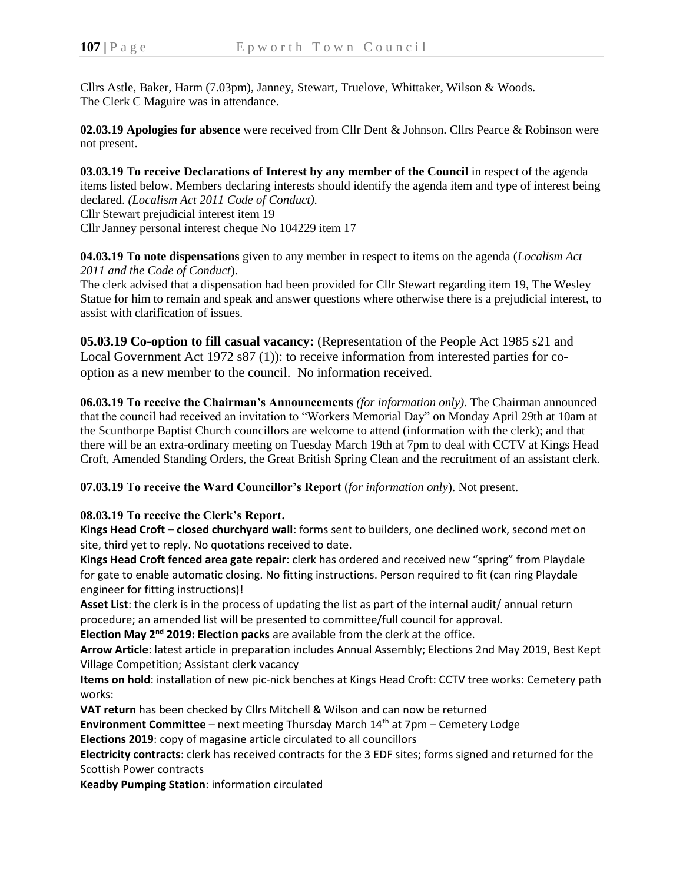Cllrs Astle, Baker, Harm (7.03pm), Janney, Stewart, Truelove, Whittaker, Wilson & Woods.
The Clerk C Maguire was in attendance.

**02.03.19 Apologies for absence** were received from Cllr Dent & Johnson. Cllrs Pearce & Robinson were not present.

**03.03.19 To receive Declarations of Interest by any member of the Council** in respect of the agenda items listed below. Members declaring interests should identify the agenda item and type of interest being declared. *(Localism Act 2011 Code of Conduct).*
Cllr Stewart prejudicial interest item 19
Cllr Janney personal interest cheque No 104229 item 17

**04.03.19 To note dispensations** given to any member in respect to items on the agenda (*Localism Act 2011 and the Code of Conduct*).
The clerk advised that a dispensation had been provided for Cllr Stewart regarding item 19, The Wesley Statue for him to remain and speak and answer questions where otherwise there is a prejudicial interest, to assist with clarification of issues.

**05.03.19 Co-option to fill casual vacancy:** (Representation of the People Act 1985 s21 and Local Government Act 1972 s87 (1)): to receive information from interested parties for co-option as a new member to the council. No information received.

**06.03.19 To receive the Chairman's Announcements** *(for information only)*. The Chairman announced that the council had received an invitation to "Workers Memorial Day" on Monday April 29th at 10am at the Scunthorpe Baptist Church councillors are welcome to attend (information with the clerk); and that there will be an extra-ordinary meeting on Tuesday March 19th at 7pm to deal with CCTV at Kings Head Croft, Amended Standing Orders, the Great British Spring Clean and the recruitment of an assistant clerk.

**07.03.19 To receive the Ward Councillor's Report** (*for information only*). Not present.

**08.03.19 To receive the Clerk's Report.**

**Kings Head Croft – closed churchyard wall**: forms sent to builders, one declined work, second met on site, third yet to reply. No quotations received to date.
**Kings Head Croft fenced area gate repair**: clerk has ordered and received new "spring" from Playdale for gate to enable automatic closing. No fitting instructions. Person required to fit (can ring Playdale engineer for fitting instructions)!
**Asset List**: the clerk is in the process of updating the list as part of the internal audit/ annual return procedure; an amended list will be presented to committee/full council for approval.
**Election May 2nd 2019: Election packs** are available from the clerk at the office.
**Arrow Article**: latest article in preparation includes Annual Assembly; Elections 2nd May 2019, Best Kept Village Competition; Assistant clerk vacancy
**Items on hold**: installation of new pic-nick benches at Kings Head Croft: CCTV tree works: Cemetery path works:
**VAT return** has been checked by Cllrs Mitchell & Wilson and can now be returned
**Environment Committee** – next meeting Thursday March 14th at 7pm – Cemetery Lodge
**Elections 2019**: copy of magasine article circulated to all councillors
**Electricity contracts**: clerk has received contracts for the 3 EDF sites; forms signed and returned for the Scottish Power contracts
**Keadby Pumping Station**: information circulated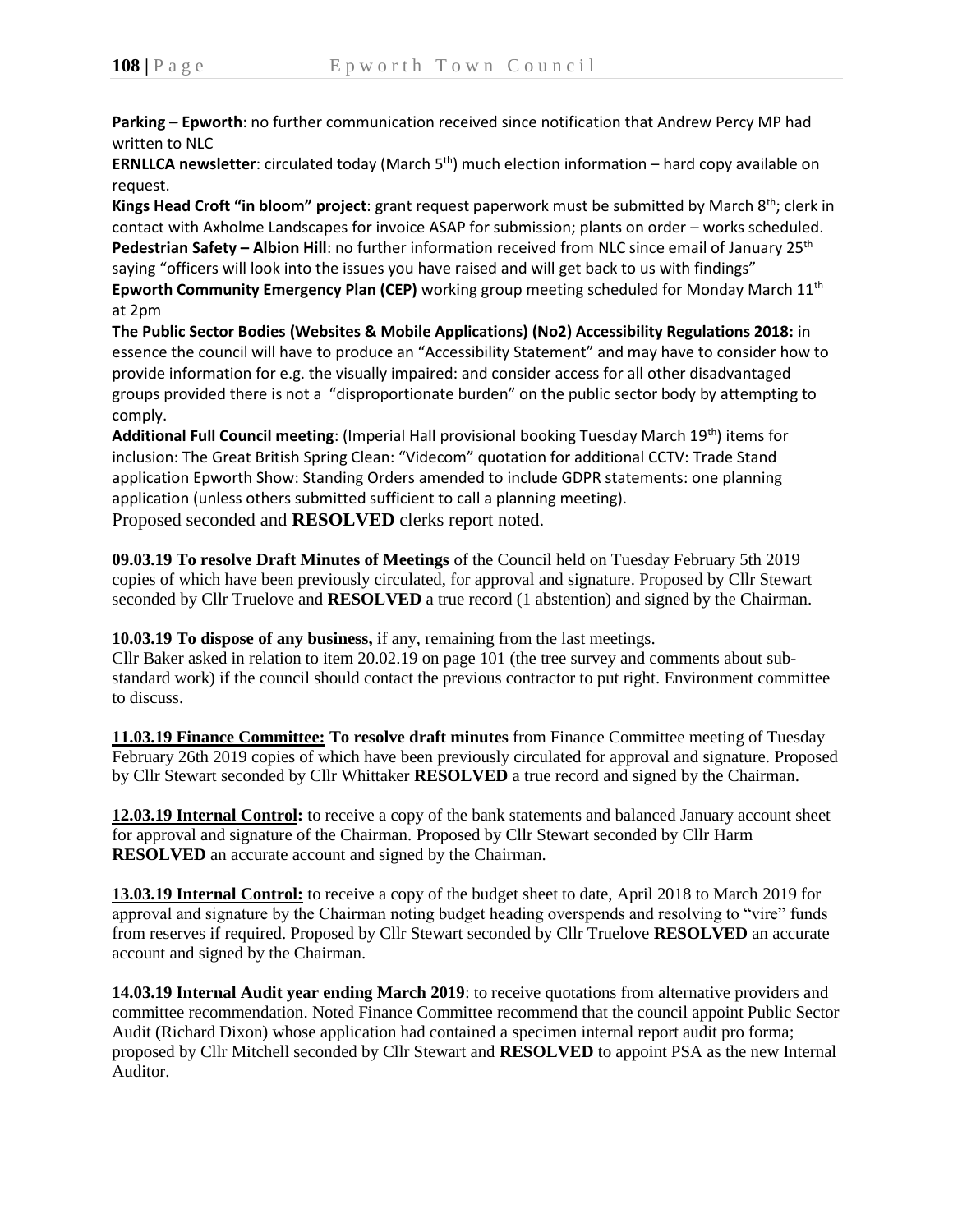**Parking – Epworth**: no further communication received since notification that Andrew Percy MP had written to NLC

**ERNLLCA newsletter**: circulated today (March 5th) much election information – hard copy available on request.

**Kings Head Croft "in bloom" project**: grant request paperwork must be submitted by March 8th; clerk in contact with Axholme Landscapes for invoice ASAP for submission; plants on order – works scheduled.

**Pedestrian Safety – Albion Hill**: no further information received from NLC since email of January 25th saying "officers will look into the issues you have raised and will get back to us with findings"

**Epworth Community Emergency Plan (CEP)** working group meeting scheduled for Monday March 11th at 2pm

**The Public Sector Bodies (Websites & Mobile Applications) (No2) Accessibility Regulations 2018:** in essence the council will have to produce an "Accessibility Statement" and may have to consider how to provide information for e.g. the visually impaired: and consider access for all other disadvantaged groups provided there is not a "disproportionate burden" on the public sector body by attempting to comply.

**Additional Full Council meeting**: (Imperial Hall provisional booking Tuesday March 19th) items for inclusion: The Great British Spring Clean: "Videcom" quotation for additional CCTV: Trade Stand application Epworth Show: Standing Orders amended to include GDPR statements: one planning application (unless others submitted sufficient to call a planning meeting).

Proposed seconded and **RESOLVED** clerks report noted.

**09.03.19 To resolve Draft Minutes of Meetings** of the Council held on Tuesday February 5th 2019 copies of which have been previously circulated, for approval and signature. Proposed by Cllr Stewart seconded by Cllr Truelove and **RESOLVED** a true record (1 abstention) and signed by the Chairman.

**10.03.19 To dispose of any business,** if any, remaining from the last meetings.

Cllr Baker asked in relation to item 20.02.19 on page 101 (the tree survey and comments about sub-standard work) if the council should contact the previous contractor to put right. Environment committee to discuss.

**11.03.19 Finance Committee: To resolve draft minutes** from Finance Committee meeting of Tuesday February 26th 2019 copies of which have been previously circulated for approval and signature. Proposed by Cllr Stewart seconded by Cllr Whittaker **RESOLVED** a true record and signed by the Chairman.

**12.03.19 Internal Control:** to receive a copy of the bank statements and balanced January account sheet for approval and signature of the Chairman. Proposed by Cllr Stewart seconded by Cllr Harm **RESOLVED** an accurate account and signed by the Chairman.

**13.03.19 Internal Control:** to receive a copy of the budget sheet to date, April 2018 to March 2019 for approval and signature by the Chairman noting budget heading overspends and resolving to "vire" funds from reserves if required. Proposed by Cllr Stewart seconded by Cllr Truelove **RESOLVED** an accurate account and signed by the Chairman.

**14.03.19 Internal Audit year ending March 2019**: to receive quotations from alternative providers and committee recommendation. Noted Finance Committee recommend that the council appoint Public Sector Audit (Richard Dixon) whose application had contained a specimen internal report audit pro forma; proposed by Cllr Mitchell seconded by Cllr Stewart and **RESOLVED** to appoint PSA as the new Internal Auditor.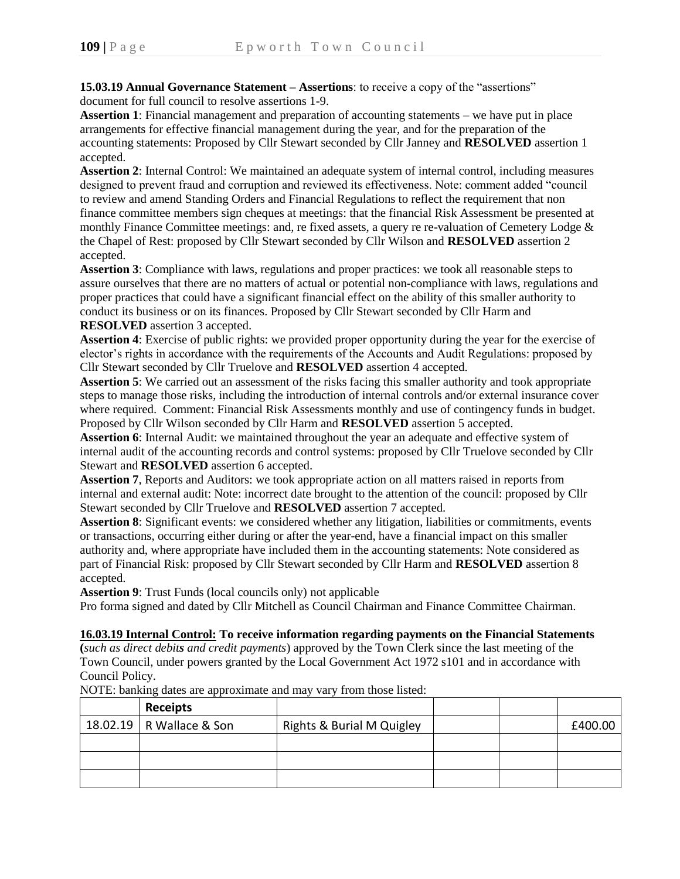**15.03.19 Annual Governance Statement – Assertions**: to receive a copy of the "assertions" document for full council to resolve assertions 1-9.

**Assertion 1**: Financial management and preparation of accounting statements – we have put in place arrangements for effective financial management during the year, and for the preparation of the accounting statements: Proposed by Cllr Stewart seconded by Cllr Janney and **RESOLVED** assertion 1 accepted.

**Assertion 2**: Internal Control: We maintained an adequate system of internal control, including measures designed to prevent fraud and corruption and reviewed its effectiveness. Note: comment added "council to review and amend Standing Orders and Financial Regulations to reflect the requirement that non finance committee members sign cheques at meetings: that the financial Risk Assessment be presented at monthly Finance Committee meetings: and, re fixed assets, a query re re-valuation of Cemetery Lodge & the Chapel of Rest: proposed by Cllr Stewart seconded by Cllr Wilson and **RESOLVED** assertion 2 accepted.

**Assertion 3**: Compliance with laws, regulations and proper practices: we took all reasonable steps to assure ourselves that there are no matters of actual or potential non-compliance with laws, regulations and proper practices that could have a significant financial effect on the ability of this smaller authority to conduct its business or on its finances. Proposed by Cllr Stewart seconded by Cllr Harm and **RESOLVED** assertion 3 accepted.

**Assertion 4**: Exercise of public rights: we provided proper opportunity during the year for the exercise of elector's rights in accordance with the requirements of the Accounts and Audit Regulations: proposed by Cllr Stewart seconded by Cllr Truelove and **RESOLVED** assertion 4 accepted.

**Assertion 5**: We carried out an assessment of the risks facing this smaller authority and took appropriate steps to manage those risks, including the introduction of internal controls and/or external insurance cover where required. Comment: Financial Risk Assessments monthly and use of contingency funds in budget. Proposed by Cllr Wilson seconded by Cllr Harm and **RESOLVED** assertion 5 accepted.

**Assertion 6**: Internal Audit: we maintained throughout the year an adequate and effective system of internal audit of the accounting records and control systems: proposed by Cllr Truelove seconded by Cllr Stewart and **RESOLVED** assertion 6 accepted.

**Assertion 7**, Reports and Auditors: we took appropriate action on all matters raised in reports from internal and external audit: Note: incorrect date brought to the attention of the council: proposed by Cllr Stewart seconded by Cllr Truelove and **RESOLVED** assertion 7 accepted.

**Assertion 8**: Significant events: we considered whether any litigation, liabilities or commitments, events or transactions, occurring either during or after the year-end, have a financial impact on this smaller authority and, where appropriate have included them in the accounting statements: Note considered as part of Financial Risk: proposed by Cllr Stewart seconded by Cllr Harm and **RESOLVED** assertion 8 accepted.

**Assertion 9**: Trust Funds (local councils only) not applicable

Pro forma signed and dated by Cllr Mitchell as Council Chairman and Finance Committee Chairman.

**16.03.19 Internal Control: To receive information regarding payments on the Financial Statements (***such as direct debits and credit payments***)** approved by the Town Clerk since the last meeting of the Town Council, under powers granted by the Local Government Act 1972 s101 and in accordance with Council Policy.

NOTE: banking dates are approximate and may vary from those listed:

| | **Receipts** | | | | |
|---|---|---|---|---|---|
| 18.02.19 | R Wallace & Son | Rights & Burial M Quigley | | | £400.00 |
| | | | | | |
| | | | | | |
| | | | | | |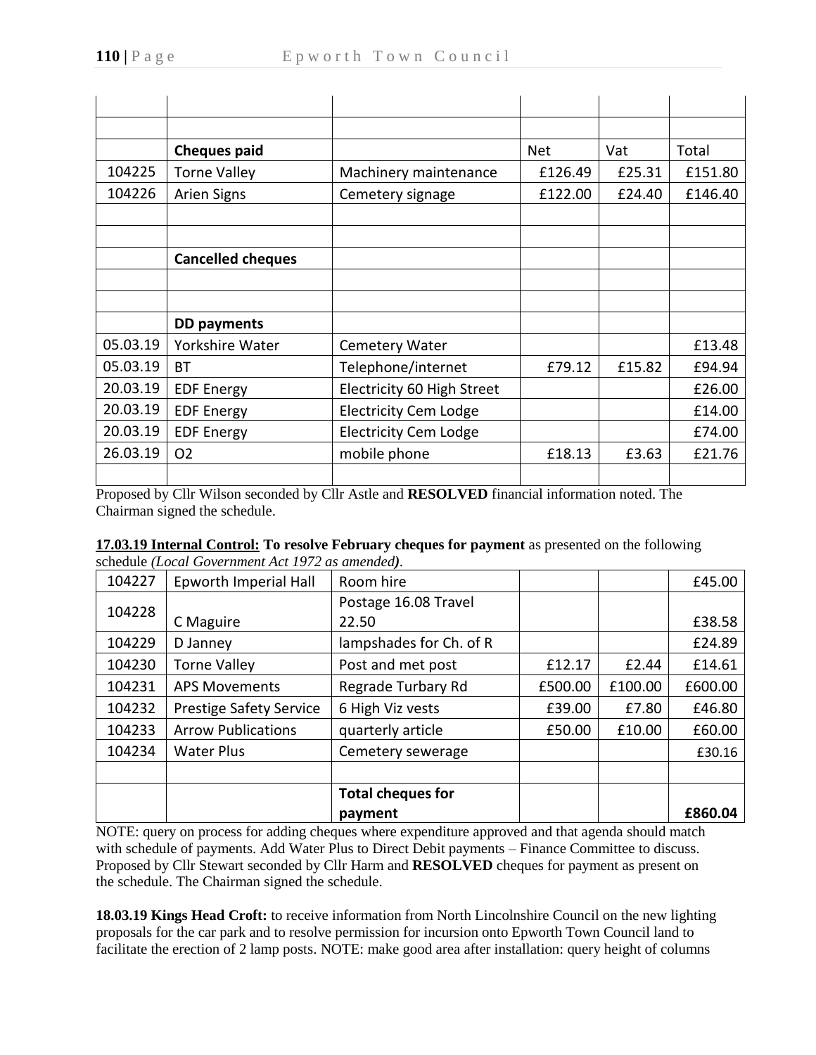| | | | | | |
|---|---|---|---|---|---|
| | | | | | |
| | | | | | |
| | **Cheques paid** | | Net | Vat | Total |
| 104225 | Torne Valley | Machinery maintenance | £126.49 | £25.31 | £151.80 |
| 104226 | Arien Signs | Cemetery signage | £122.00 | £24.40 | £146.40 |
| | | | | | |
| | | | | | |
| | **Cancelled cheques** | | | | |
| | | | | | |
| | | | | | |
| | **DD payments** | | | | |
| 05.03.19 | Yorkshire Water | Cemetery Water | | | £13.48 |
| 05.03.19 | BT | Telephone/internet | £79.12 | £15.82 | £94.94 |
| 20.03.19 | EDF Energy | Electricity 60 High Street | | | £26.00 |
| 20.03.19 | EDF Energy | Electricity Cem Lodge | | | £14.00 |
| 20.03.19 | EDF Energy | Electricity Cem Lodge | | | £74.00 |
| 26.03.19 | O2 | mobile phone | £18.13 | £3.63 | £21.76 |
| | | | | | |

Proposed by Cllr Wilson seconded by Cllr Astle and **RESOLVED** financial information noted. The Chairman signed the schedule.

**17.03.19 Internal Control: To resolve February cheques for payment** as presented on the following schedule *(Local Government Act 1972 as amended)*.

| | | | | | |
|---|---|---|---|---|---|
| 104227 | Epworth Imperial Hall | Room hire | | | £45.00 |
| 104228 | C Maguire | Postage 16.08 Travel 22.50 | | | £38.58 |
| 104229 | D Janney | lampshades for Ch. of R | | | £24.89 |
| 104230 | Torne Valley | Post and met post | £12.17 | £2.44 | £14.61 |
| 104231 | APS Movements | Regrade Turbary Rd | £500.00 | £100.00 | £600.00 |
| 104232 | Prestige Safety Service | 6 High Viz vests | £39.00 | £7.80 | £46.80 |
| 104233 | Arrow Publications | quarterly article | £50.00 | £10.00 | £60.00 |
| 104234 | Water Plus | Cemetery sewerage | | | £30.16 |
| | | | | | |
| | | **Total cheques for payment** | | | **£860.04** |

NOTE: query on process for adding cheques where expenditure approved and that agenda should match with schedule of payments. Add Water Plus to Direct Debit payments – Finance Committee to discuss. Proposed by Cllr Stewart seconded by Cllr Harm and **RESOLVED** cheques for payment as present on the schedule. The Chairman signed the schedule.

**18.03.19 Kings Head Croft:** to receive information from North Lincolnshire Council on the new lighting proposals for the car park and to resolve permission for incursion onto Epworth Town Council land to facilitate the erection of 2 lamp posts. NOTE: make good area after installation: query height of columns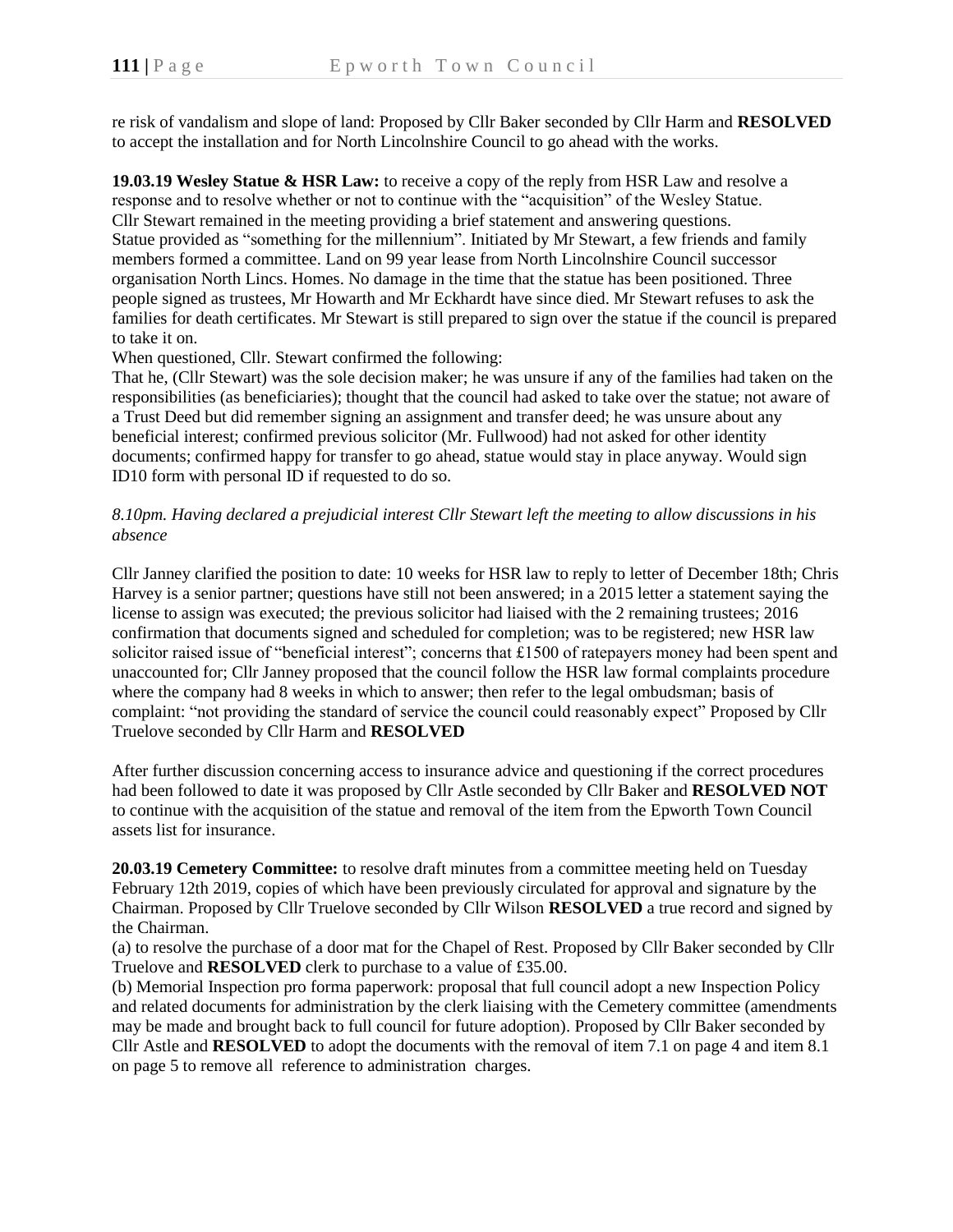re risk of vandalism and slope of land: Proposed by Cllr Baker seconded by Cllr Harm and **RESOLVED** to accept the installation and for North Lincolnshire Council to go ahead with the works.

**19.03.19 Wesley Statue & HSR Law:** to receive a copy of the reply from HSR Law and resolve a response and to resolve whether or not to continue with the "acquisition" of the Wesley Statue.
Cllr Stewart remained in the meeting providing a brief statement and answering questions.
Statue provided as "something for the millennium". Initiated by Mr Stewart, a few friends and family members formed a committee. Land on 99 year lease from North Lincolnshire Council successor organisation North Lincs. Homes. No damage in the time that the statue has been positioned. Three people signed as trustees, Mr Howarth and Mr Eckhardt have since died. Mr Stewart refuses to ask the families for death certificates. Mr Stewart is still prepared to sign over the statue if the council is prepared to take it on.
When questioned, Cllr. Stewart confirmed the following:
That he, (Cllr Stewart) was the sole decision maker; he was unsure if any of the families had taken on the responsibilities (as beneficiaries); thought that the council had asked to take over the statue; not aware of a Trust Deed but did remember signing an assignment and transfer deed; he was unsure about any beneficial interest; confirmed previous solicitor (Mr. Fullwood) had not asked for other identity documents; confirmed happy for transfer to go ahead, statue would stay in place anyway. Would sign ID10 form with personal ID if requested to do so.

*8.10pm. Having declared a prejudicial interest Cllr Stewart left the meeting to allow discussions in his absence*

Cllr Janney clarified the position to date: 10 weeks for HSR law to reply to letter of December 18th; Chris Harvey is a senior partner; questions have still not been answered; in a 2015 letter a statement saying the license to assign was executed; the previous solicitor had liaised with the 2 remaining trustees; 2016 confirmation that documents signed and scheduled for completion; was to be registered; new HSR law solicitor raised issue of "beneficial interest"; concerns that £1500 of ratepayers money had been spent and unaccounted for; Cllr Janney proposed that the council follow the HSR law formal complaints procedure where the company had 8 weeks in which to answer; then refer to the legal ombudsman; basis of complaint: "not providing the standard of service the council could reasonably expect" Proposed by Cllr Truelove seconded by Cllr Harm and **RESOLVED**

After further discussion concerning access to insurance advice and questioning if the correct procedures had been followed to date it was proposed by Cllr Astle seconded by Cllr Baker and **RESOLVED NOT** to continue with the acquisition of the statue and removal of the item from the Epworth Town Council assets list for insurance.

**20.03.19 Cemetery Committee:** to resolve draft minutes from a committee meeting held on Tuesday February 12th 2019, copies of which have been previously circulated for approval and signature by the Chairman. Proposed by Cllr Truelove seconded by Cllr Wilson **RESOLVED** a true record and signed by the Chairman.
(a) to resolve the purchase of a door mat for the Chapel of Rest. Proposed by Cllr Baker seconded by Cllr Truelove and **RESOLVED** clerk to purchase to a value of £35.00.
(b) Memorial Inspection pro forma paperwork: proposal that full council adopt a new Inspection Policy and related documents for administration by the clerk liaising with the Cemetery committee (amendments may be made and brought back to full council for future adoption). Proposed by Cllr Baker seconded by Cllr Astle and **RESOLVED** to adopt the documents with the removal of item 7.1 on page 4 and item 8.1 on page 5 to remove all reference to administration charges.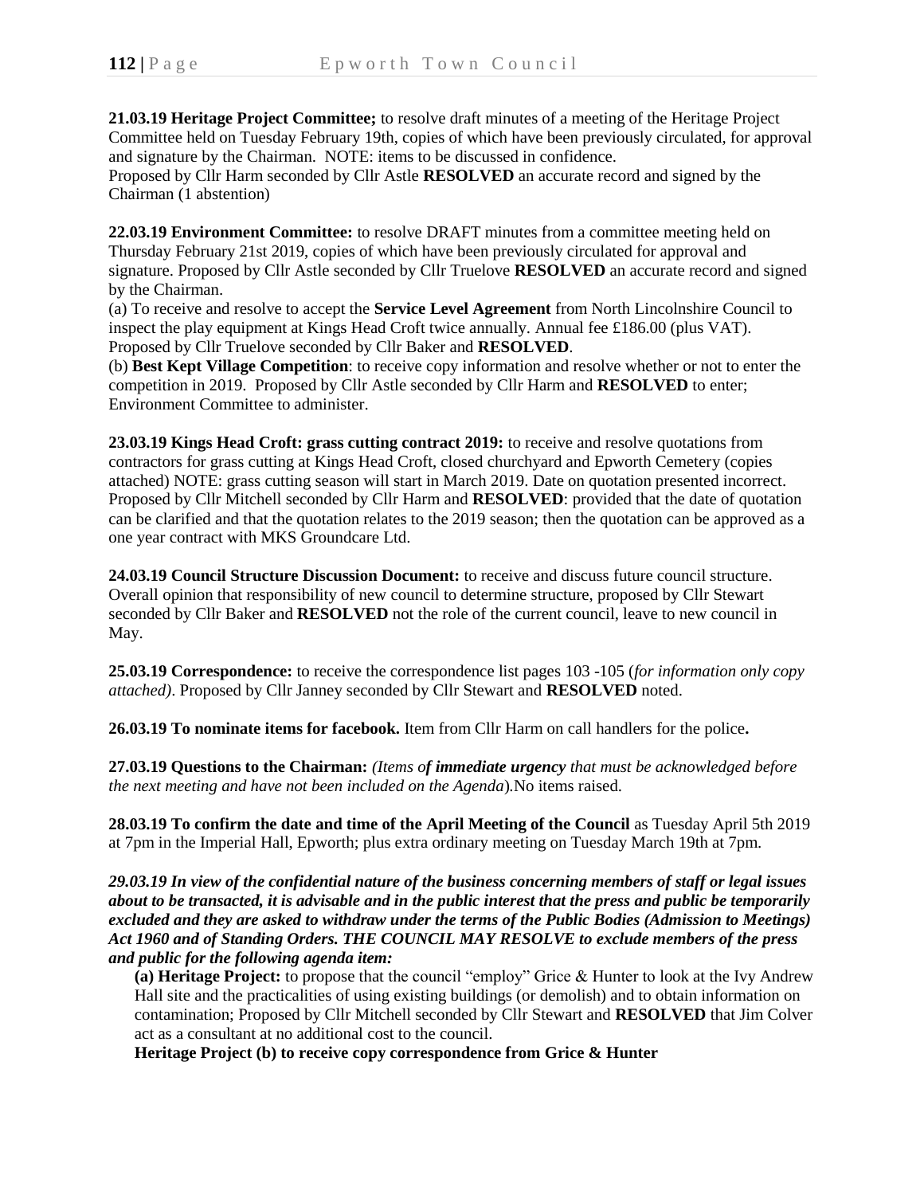**21.03.19 Heritage Project Committee;** to resolve draft minutes of a meeting of the Heritage Project Committee held on Tuesday February 19th, copies of which have been previously circulated, for approval and signature by the Chairman. NOTE: items to be discussed in confidence.
Proposed by Cllr Harm seconded by Cllr Astle **RESOLVED** an accurate record and signed by the Chairman (1 abstention)

**22.03.19 Environment Committee:** to resolve DRAFT minutes from a committee meeting held on Thursday February 21st 2019, copies of which have been previously circulated for approval and signature. Proposed by Cllr Astle seconded by Cllr Truelove **RESOLVED** an accurate record and signed by the Chairman.
(a) To receive and resolve to accept the **Service Level Agreement** from North Lincolnshire Council to inspect the play equipment at Kings Head Croft twice annually. Annual fee £186.00 (plus VAT). Proposed by Cllr Truelove seconded by Cllr Baker and **RESOLVED**.
(b) **Best Kept Village Competition**: to receive copy information and resolve whether or not to enter the competition in 2019. Proposed by Cllr Astle seconded by Cllr Harm and **RESOLVED** to enter; Environment Committee to administer.

**23.03.19 Kings Head Croft: grass cutting contract 2019:** to receive and resolve quotations from contractors for grass cutting at Kings Head Croft, closed churchyard and Epworth Cemetery (copies attached) NOTE: grass cutting season will start in March 2019. Date on quotation presented incorrect. Proposed by Cllr Mitchell seconded by Cllr Harm and **RESOLVED**: provided that the date of quotation can be clarified and that the quotation relates to the 2019 season; then the quotation can be approved as a one year contract with MKS Groundcare Ltd.

**24.03.19 Council Structure Discussion Document:** to receive and discuss future council structure. Overall opinion that responsibility of new council to determine structure, proposed by Cllr Stewart seconded by Cllr Baker and **RESOLVED** not the role of the current council, leave to new council in May.

**25.03.19 Correspondence:** to receive the correspondence list pages 103 -105 (*for information only copy attached)*. Proposed by Cllr Janney seconded by Cllr Stewart and **RESOLVED** noted.

**26.03.19 To nominate items for facebook.** Item from Cllr Harm on call handlers for the police**.**

**27.03.19 Questions to the Chairman:** *(Items o**f immediate urgency** that must be acknowledged before the next meeting and have not been included on the Agenda*).No items raised.

**28.03.19 To confirm the date and time of the April Meeting of the Council** as Tuesday April 5th 2019 at 7pm in the Imperial Hall, Epworth; plus extra ordinary meeting on Tuesday March 19th at 7pm.

***29.03.19 In view of the confidential nature of the business concerning members of staff or legal issues about to be transacted, it is advisable and in the public interest that the press and public be temporarily excluded and they are asked to withdraw under the terms of the Public Bodies (Admission to Meetings) Act 1960 and of Standing Orders. THE COUNCIL MAY RESOLVE to exclude members of the press and public for the following agenda item:***

**(a) Heritage Project:** to propose that the council "employ" Grice & Hunter to look at the Ivy Andrew Hall site and the practicalities of using existing buildings (or demolish) and to obtain information on contamination; Proposed by Cllr Mitchell seconded by Cllr Stewart and **RESOLVED** that Jim Colver act as a consultant at no additional cost to the council.

**Heritage Project (b) to receive copy correspondence from Grice & Hunter**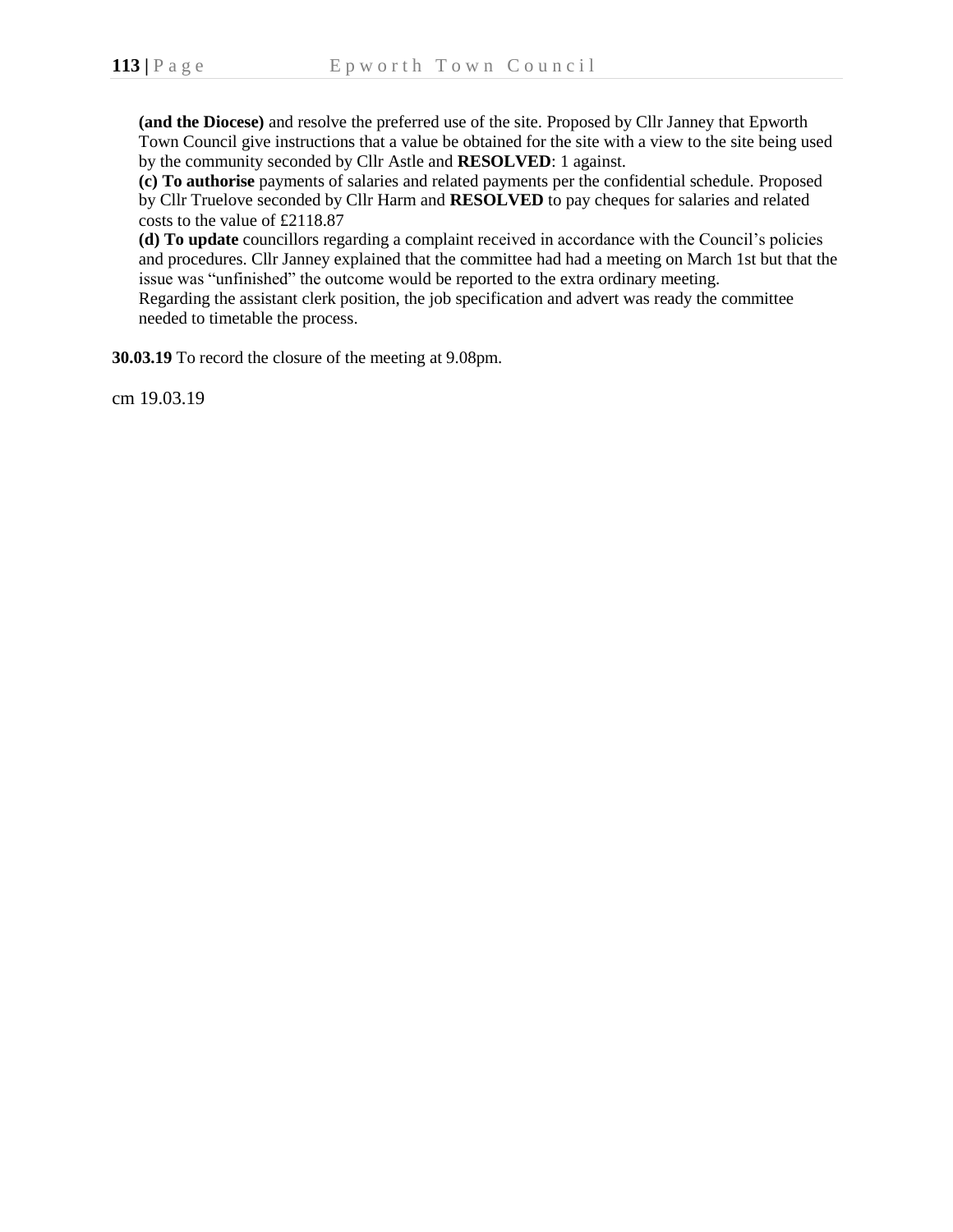**(and the Diocese)** and resolve the preferred use of the site. Proposed by Cllr Janney that Epworth Town Council give instructions that a value be obtained for the site with a view to the site being used by the community seconded by Cllr Astle and **RESOLVED**: 1 against.
**(c) To authorise** payments of salaries and related payments per the confidential schedule. Proposed by Cllr Truelove seconded by Cllr Harm and **RESOLVED** to pay cheques for salaries and related costs to the value of £2118.87
**(d) To update** councillors regarding a complaint received in accordance with the Council's policies and procedures. Cllr Janney explained that the committee had had a meeting on March 1st but that the issue was "unfinished" the outcome would be reported to the extra ordinary meeting.
Regarding the assistant clerk position, the job specification and advert was ready the committee needed to timetable the process.

**30.03.19** To record the closure of the meeting at 9.08pm.

cm 19.03.19